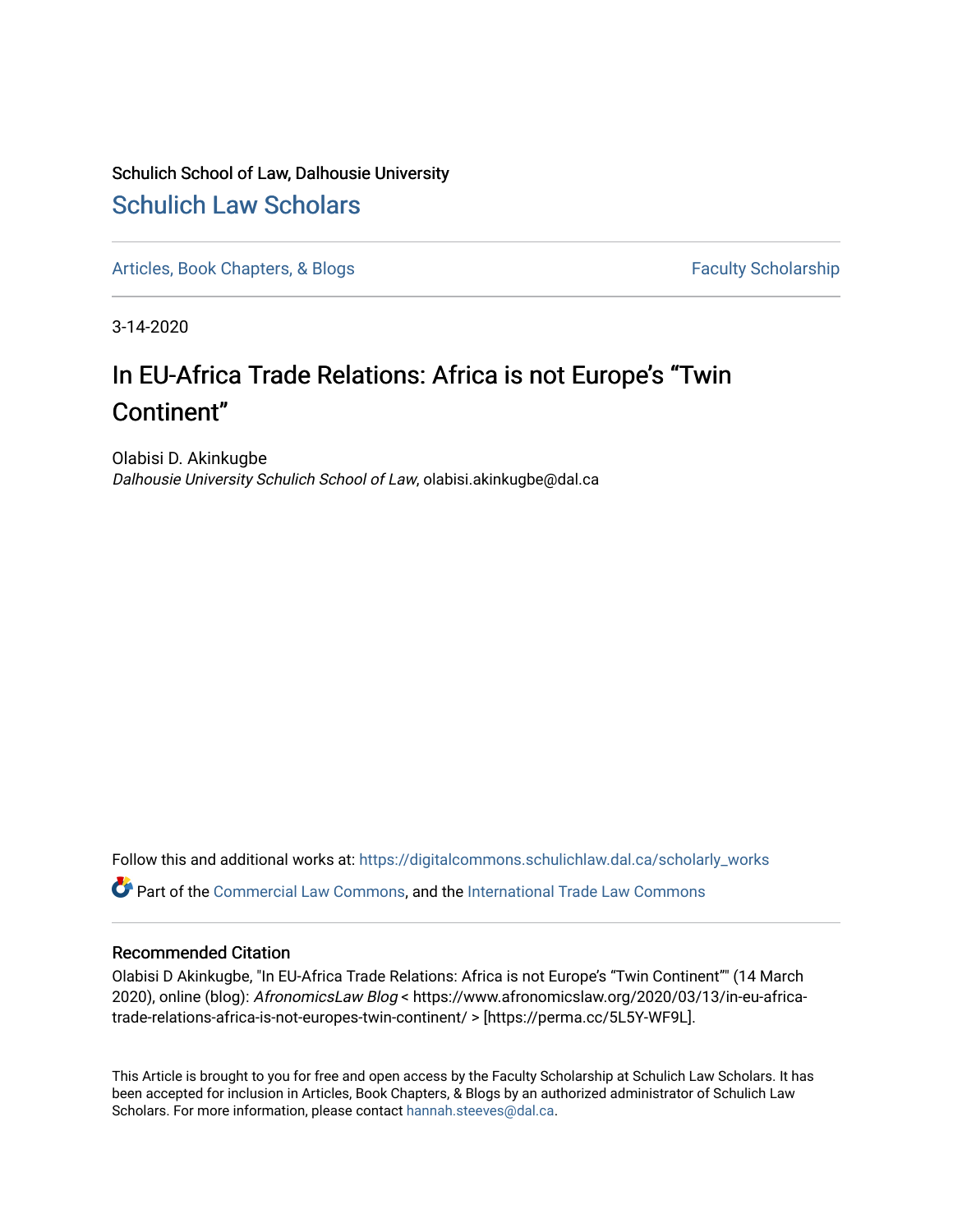Schulich School of Law, Dalhousie University

## Schulich Law Scholars

Articles, Book Chapters, & Blogs

Faculty Scholarship

3-14-2020

# In EU-Africa Trade Relations: Africa is not Europe's "Twin Continent"

Olabisi D. Akinkugbe
*Dalhousie University Schulich School of Law*, olabisi.akinkugbe@dal.ca

Follow this and additional works at: https://digitalcommons.schulichlaw.dal.ca/scholarly_works

Part of the Commercial Law Commons, and the International Trade Law Commons

### Recommended Citation

Olabisi D Akinkugbe, "In EU-Africa Trade Relations: Africa is not Europe's "Twin Continent"" (14 March 2020), online (blog): *AfronomicsLaw Blog* < https://www.afronomicslaw.org/2020/03/13/in-eu-africa-trade-relations-africa-is-not-europes-twin-continent/ > [https://perma.cc/5L5Y-WF9L].

This Article is brought to you for free and open access by the Faculty Scholarship at Schulich Law Scholars. It has been accepted for inclusion in Articles, Book Chapters, & Blogs by an authorized administrator of Schulich Law Scholars. For more information, please contact hannah.steeves@dal.ca.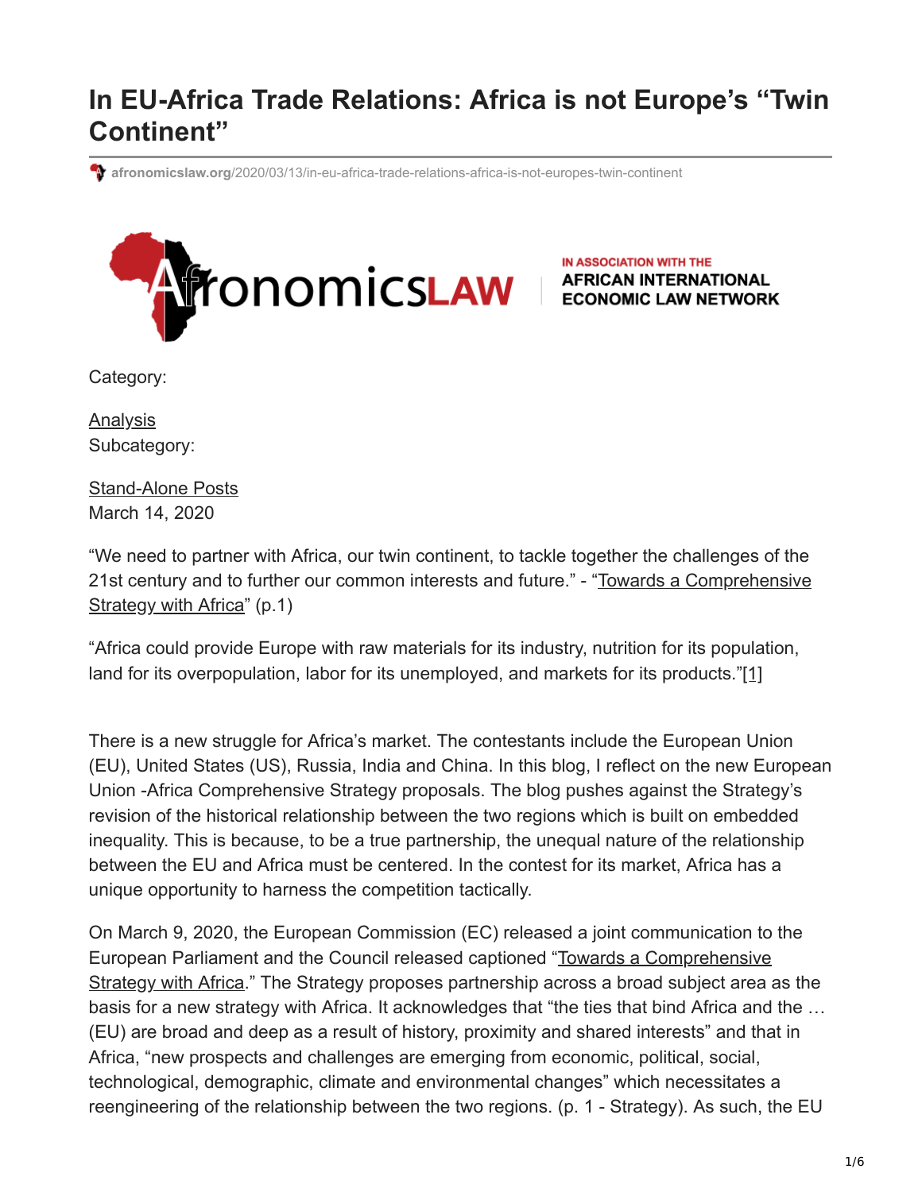# In EU-Africa Trade Relations: Africa is not Europe's "Twin Continent"

afronomicslaw.org/2020/03/13/in-eu-africa-trade-relations-africa-is-not-europes-twin-continent

AfronomicsLAW — IN ASSOCIATION WITH THE AFRICAN INTERNATIONAL ECONOMIC LAW NETWORK

Category:

Analysis

Subcategory:

Stand-Alone Posts

March 14, 2020

"We need to partner with Africa, our twin continent, to tackle together the challenges of the 21st century and to further our common interests and future." - "Towards a Comprehensive Strategy with Africa" (p.1)

"Africa could provide Europe with raw materials for its industry, nutrition for its population, land for its overpopulation, labor for its unemployed, and markets for its products."[1]

There is a new struggle for Africa's market. The contestants include the European Union (EU), United States (US), Russia, India and China. In this blog, I reflect on the new European Union -Africa Comprehensive Strategy proposals. The blog pushes against the Strategy's revision of the historical relationship between the two regions which is built on embedded inequality. This is because, to be a true partnership, the unequal nature of the relationship between the EU and Africa must be centered. In the contest for its market, Africa has a unique opportunity to harness the competition tactically.

On March 9, 2020, the European Commission (EC) released a joint communication to the European Parliament and the Council released captioned "Towards a Comprehensive Strategy with Africa." The Strategy proposes partnership across a broad subject area as the basis for a new strategy with Africa. It acknowledges that "the ties that bind Africa and the … (EU) are broad and deep as a result of history, proximity and shared interests" and that in Africa, "new prospects and challenges are emerging from economic, political, social, technological, demographic, climate and environmental changes" which necessitates a reengineering of the relationship between the two regions. (p. 1 - Strategy). As such, the EU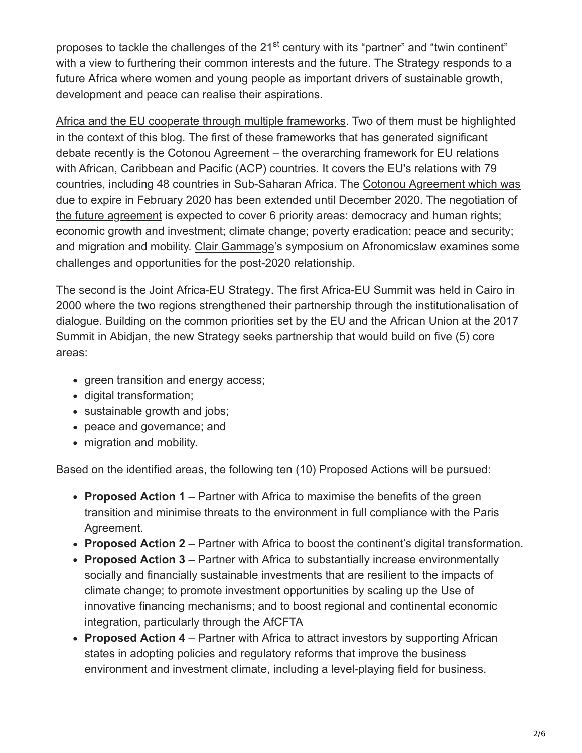proposes to tackle the challenges of the 21st century with its "partner" and "twin continent" with a view to furthering their common interests and the future. The Strategy responds to a future Africa where women and young people as important drivers of sustainable growth, development and peace can realise their aspirations.

Africa and the EU cooperate through multiple frameworks. Two of them must be highlighted in the context of this blog. The first of these frameworks that has generated significant debate recently is the Cotonou Agreement – the overarching framework for EU relations with African, Caribbean and Pacific (ACP) countries. It covers the EU's relations with 79 countries, including 48 countries in Sub-Saharan Africa. The Cotonou Agreement which was due to expire in February 2020 has been extended until December 2020. The negotiation of the future agreement is expected to cover 6 priority areas: democracy and human rights; economic growth and investment; climate change; poverty eradication; peace and security; and migration and mobility. Clair Gammage's symposium on Afronomicslaw examines some challenges and opportunities for the post-2020 relationship.

The second is the Joint Africa-EU Strategy. The first Africa-EU Summit was held in Cairo in 2000 where the two regions strengthened their partnership through the institutionalisation of dialogue. Building on the common priorities set by the EU and the African Union at the 2017 Summit in Abidjan, the new Strategy seeks partnership that would build on five (5) core areas:

- green transition and energy access;
- digital transformation;
- sustainable growth and jobs;
- peace and governance; and
- migration and mobility.

Based on the identified areas, the following ten (10) Proposed Actions will be pursued:

- **Proposed Action 1** – Partner with Africa to maximise the benefits of the green transition and minimise threats to the environment in full compliance with the Paris Agreement.
- **Proposed Action 2** – Partner with Africa to boost the continent's digital transformation.
- **Proposed Action 3** – Partner with Africa to substantially increase environmentally socially and financially sustainable investments that are resilient to the impacts of climate change; to promote investment opportunities by scaling up the Use of innovative financing mechanisms; and to boost regional and continental economic integration, particularly through the AfCFTA
- **Proposed Action 4** – Partner with Africa to attract investors by supporting African states in adopting policies and regulatory reforms that improve the business environment and investment climate, including a level-playing field for business.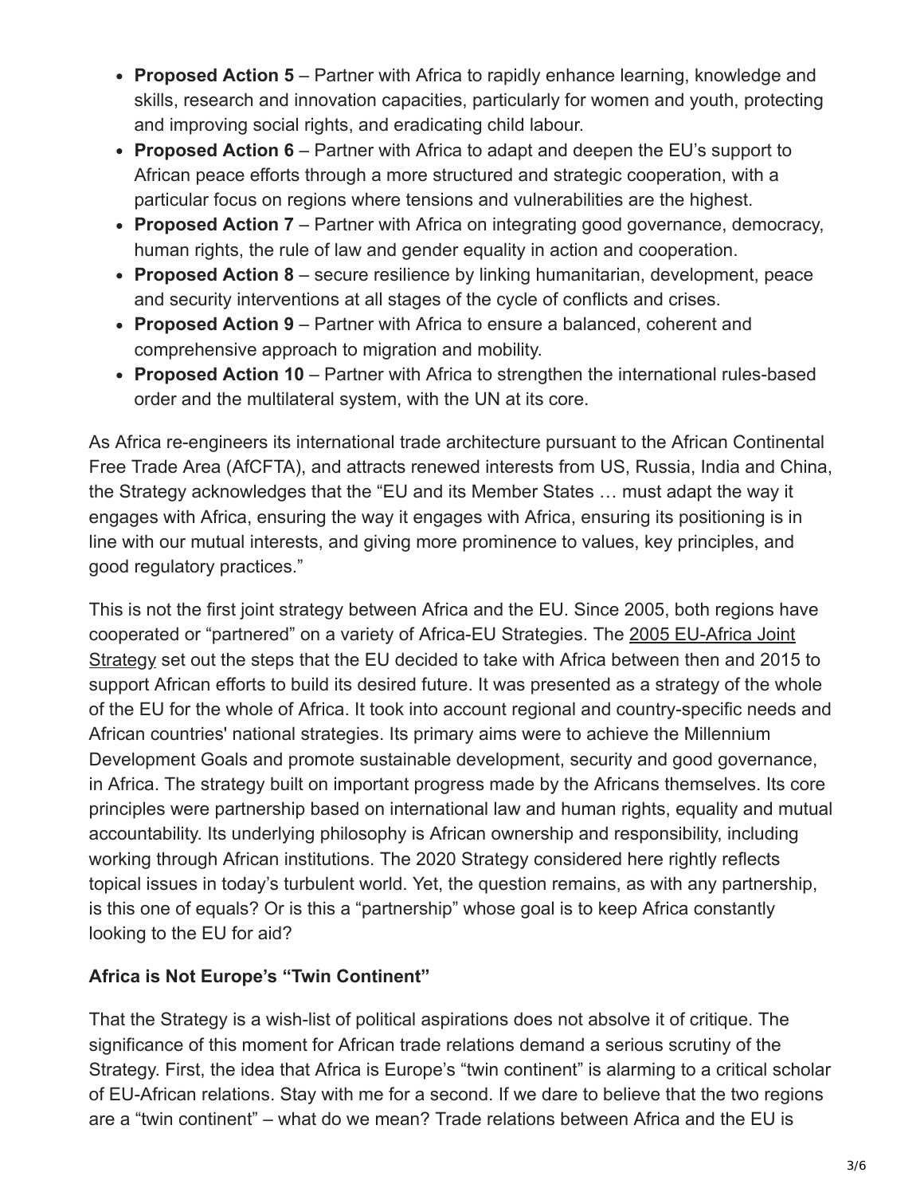- **Proposed Action 5** – Partner with Africa to rapidly enhance learning, knowledge and skills, research and innovation capacities, particularly for women and youth, protecting and improving social rights, and eradicating child labour.
- **Proposed Action 6** – Partner with Africa to adapt and deepen the EU's support to African peace efforts through a more structured and strategic cooperation, with a particular focus on regions where tensions and vulnerabilities are the highest.
- **Proposed Action 7** – Partner with Africa on integrating good governance, democracy, human rights, the rule of law and gender equality in action and cooperation.
- **Proposed Action 8** – secure resilience by linking humanitarian, development, peace and security interventions at all stages of the cycle of conflicts and crises.
- **Proposed Action 9** – Partner with Africa to ensure a balanced, coherent and comprehensive approach to migration and mobility.
- **Proposed Action 10** – Partner with Africa to strengthen the international rules-based order and the multilateral system, with the UN at its core.

As Africa re-engineers its international trade architecture pursuant to the African Continental Free Trade Area (AfCFTA), and attracts renewed interests from US, Russia, India and China, the Strategy acknowledges that the "EU and its Member States … must adapt the way it engages with Africa, ensuring the way it engages with Africa, ensuring its positioning is in line with our mutual interests, and giving more prominence to values, key principles, and good regulatory practices."

This is not the first joint strategy between Africa and the EU. Since 2005, both regions have cooperated or "partnered" on a variety of Africa-EU Strategies. The 2005 EU-Africa Joint Strategy set out the steps that the EU decided to take with Africa between then and 2015 to support African efforts to build its desired future. It was presented as a strategy of the whole of the EU for the whole of Africa. It took into account regional and country-specific needs and African countries' national strategies. Its primary aims were to achieve the Millennium Development Goals and promote sustainable development, security and good governance, in Africa. The strategy built on important progress made by the Africans themselves. Its core principles were partnership based on international law and human rights, equality and mutual accountability. Its underlying philosophy is African ownership and responsibility, including working through African institutions. The 2020 Strategy considered here rightly reflects topical issues in today's turbulent world. Yet, the question remains, as with any partnership, is this one of equals? Or is this a "partnership" whose goal is to keep Africa constantly looking to the EU for aid?

**Africa is Not Europe's "Twin Continent"**

That the Strategy is a wish-list of political aspirations does not absolve it of critique. The significance of this moment for African trade relations demand a serious scrutiny of the Strategy. First, the idea that Africa is Europe's "twin continent" is alarming to a critical scholar of EU-African relations. Stay with me for a second. If we dare to believe that the two regions are a "twin continent" – what do we mean? Trade relations between Africa and the EU is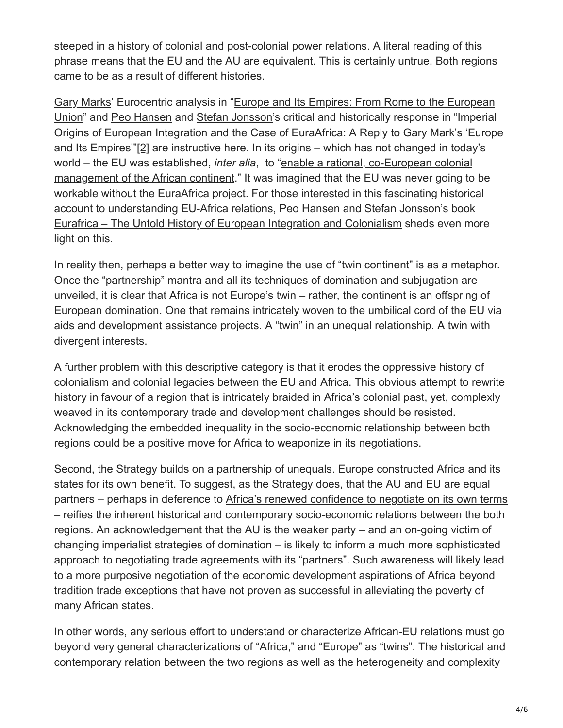steeped in a history of colonial and post-colonial power relations. A literal reading of this phrase means that the EU and the AU are equivalent. This is certainly untrue. Both regions came to be as a result of different histories.

Gary Marks' Eurocentric analysis in "Europe and Its Empires: From Rome to the European Union" and Peo Hansen and Stefan Jonsson's critical and historically response in "Imperial Origins of European Integration and the Case of EuraAfrica: A Reply to Gary Mark's 'Europe and Its Empires'"[2] are instructive here. In its origins – which has not changed in today's world – the EU was established, *inter alia*, to "enable a rational, co-European colonial management of the African continent." It was imagined that the EU was never going to be workable without the EuraAfrica project. For those interested in this fascinating historical account to understanding EU-Africa relations, Peo Hansen and Stefan Jonsson's book Eurafrica – The Untold History of European Integration and Colonialism sheds even more light on this.

In reality then, perhaps a better way to imagine the use of "twin continent" is as a metaphor. Once the "partnership" mantra and all its techniques of domination and subjugation are unveiled, it is clear that Africa is not Europe's twin – rather, the continent is an offspring of European domination. One that remains intricately woven to the umbilical cord of the EU via aids and development assistance projects. A "twin" in an unequal relationship. A twin with divergent interests.

A further problem with this descriptive category is that it erodes the oppressive history of colonialism and colonial legacies between the EU and Africa. This obvious attempt to rewrite history in favour of a region that is intricately braided in Africa's colonial past, yet, complexly weaved in its contemporary trade and development challenges should be resisted. Acknowledging the embedded inequality in the socio-economic relationship between both regions could be a positive move for Africa to weaponize in its negotiations.

Second, the Strategy builds on a partnership of unequals. Europe constructed Africa and its states for its own benefit. To suggest, as the Strategy does, that the AU and EU are equal partners – perhaps in deference to Africa's renewed confidence to negotiate on its own terms – reifies the inherent historical and contemporary socio-economic relations between the both regions. An acknowledgement that the AU is the weaker party – and an on-going victim of changing imperialist strategies of domination – is likely to inform a much more sophisticated approach to negotiating trade agreements with its "partners". Such awareness will likely lead to a more purposive negotiation of the economic development aspirations of Africa beyond tradition trade exceptions that have not proven as successful in alleviating the poverty of many African states.

In other words, any serious effort to understand or characterize African-EU relations must go beyond very general characterizations of "Africa," and "Europe" as "twins". The historical and contemporary relation between the two regions as well as the heterogeneity and complexity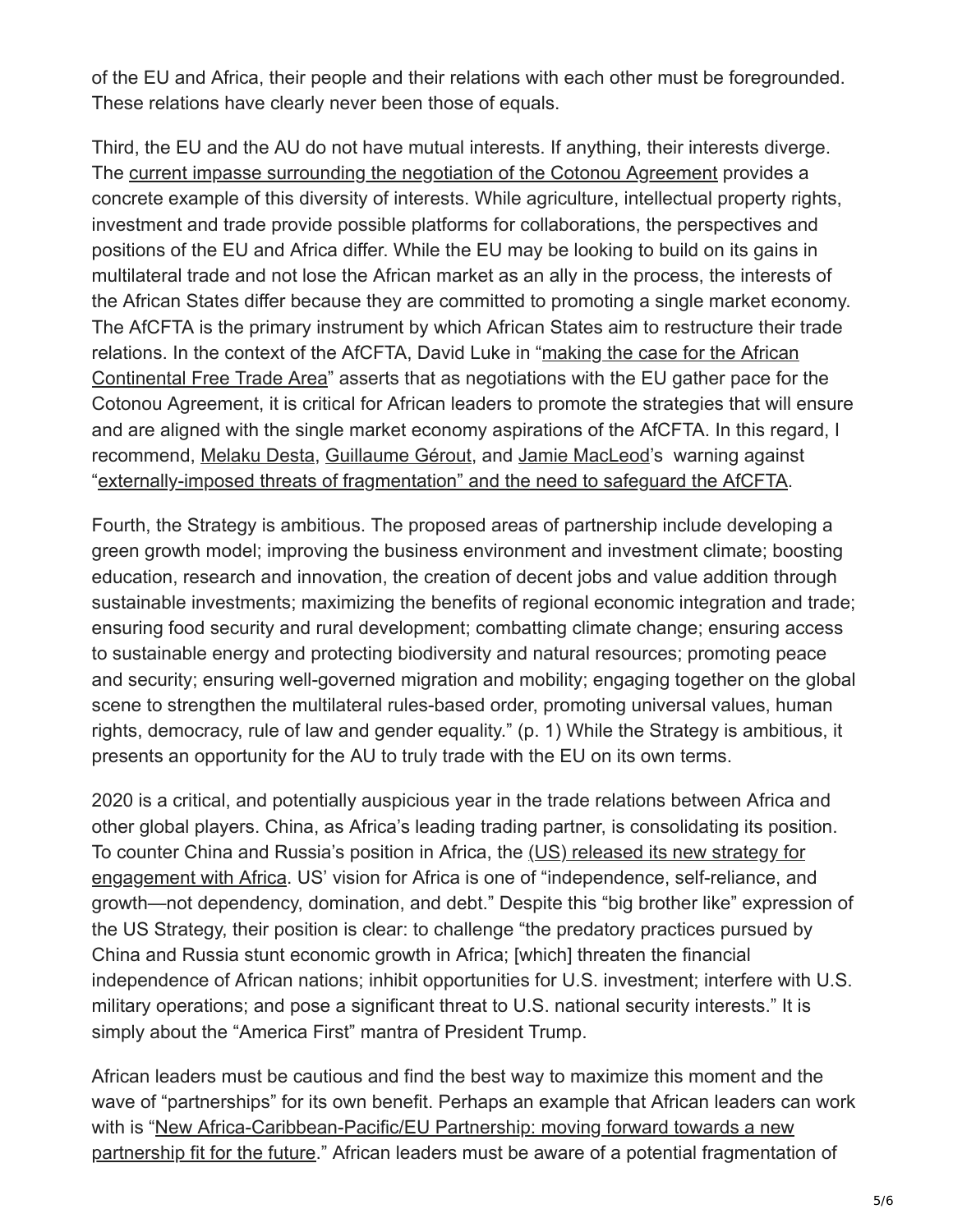of the EU and Africa, their people and their relations with each other must be foregrounded. These relations have clearly never been those of equals.

Third, the EU and the AU do not have mutual interests. If anything, their interests diverge. The current impasse surrounding the negotiation of the Cotonou Agreement provides a concrete example of this diversity of interests. While agriculture, intellectual property rights, investment and trade provide possible platforms for collaborations, the perspectives and positions of the EU and Africa differ. While the EU may be looking to build on its gains in multilateral trade and not lose the African market as an ally in the process, the interests of the African States differ because they are committed to promoting a single market economy. The AfCFTA is the primary instrument by which African States aim to restructure their trade relations. In the context of the AfCFTA, David Luke in "making the case for the African Continental Free Trade Area" asserts that as negotiations with the EU gather pace for the Cotonou Agreement, it is critical for African leaders to promote the strategies that will ensure and are aligned with the single market economy aspirations of the AfCFTA. In this regard, I recommend, Melaku Desta, Guillaume Gérout, and Jamie MacLeod's warning against "externally-imposed threats of fragmentation" and the need to safeguard the AfCFTA.

Fourth, the Strategy is ambitious. The proposed areas of partnership include developing a green growth model; improving the business environment and investment climate; boosting education, research and innovation, the creation of decent jobs and value addition through sustainable investments; maximizing the benefits of regional economic integration and trade; ensuring food security and rural development; combatting climate change; ensuring access to sustainable energy and protecting biodiversity and natural resources; promoting peace and security; ensuring well-governed migration and mobility; engaging together on the global scene to strengthen the multilateral rules-based order, promoting universal values, human rights, democracy, rule of law and gender equality." (p. 1) While the Strategy is ambitious, it presents an opportunity for the AU to truly trade with the EU on its own terms.

2020 is a critical, and potentially auspicious year in the trade relations between Africa and other global players. China, as Africa's leading trading partner, is consolidating its position. To counter China and Russia's position in Africa, the (US) released its new strategy for engagement with Africa. US' vision for Africa is one of "independence, self-reliance, and growth—not dependency, domination, and debt." Despite this "big brother like" expression of the US Strategy, their position is clear: to challenge "the predatory practices pursued by China and Russia stunt economic growth in Africa; [which] threaten the financial independence of African nations; inhibit opportunities for U.S. investment; interfere with U.S. military operations; and pose a significant threat to U.S. national security interests." It is simply about the "America First" mantra of President Trump.

African leaders must be cautious and find the best way to maximize this moment and the wave of "partnerships" for its own benefit. Perhaps an example that African leaders can work with is "New Africa-Caribbean-Pacific/EU Partnership: moving forward towards a new partnership fit for the future." African leaders must be aware of a potential fragmentation of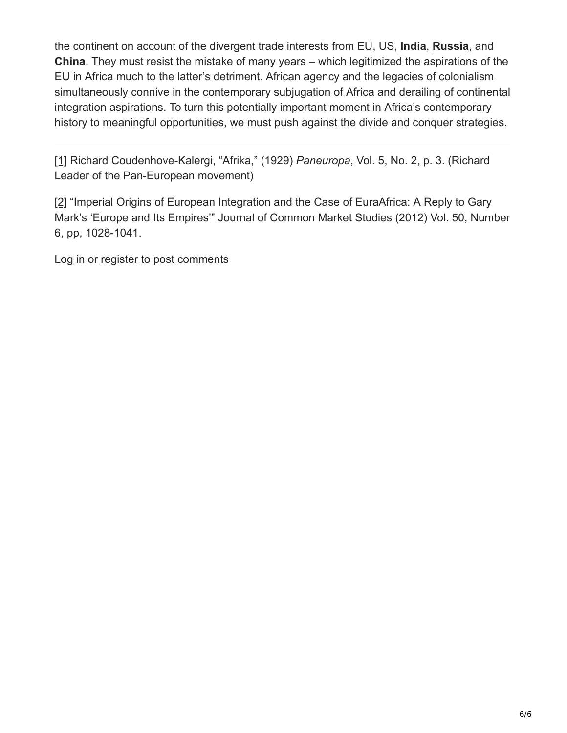the continent on account of the divergent trade interests from EU, US, **India**, **Russia**, and **China**. They must resist the mistake of many years – which legitimized the aspirations of the EU in Africa much to the latter's detriment. African agency and the legacies of colonialism simultaneously connive in the contemporary subjugation of Africa and derailing of continental integration aspirations. To turn this potentially important moment in Africa's contemporary history to meaningful opportunities, we must push against the divide and conquer strategies.

---

[1] Richard Coudenhove-Kalergi, "Afrika," (1929) *Paneuropa*, Vol. 5, No. 2, p. 3. (Richard Leader of the Pan-European movement)

[2] "Imperial Origins of European Integration and the Case of EuraAfrica: A Reply to Gary Mark's 'Europe and Its Empires'" Journal of Common Market Studies (2012) Vol. 50, Number 6, pp, 1028-1041.

Log in or register to post comments